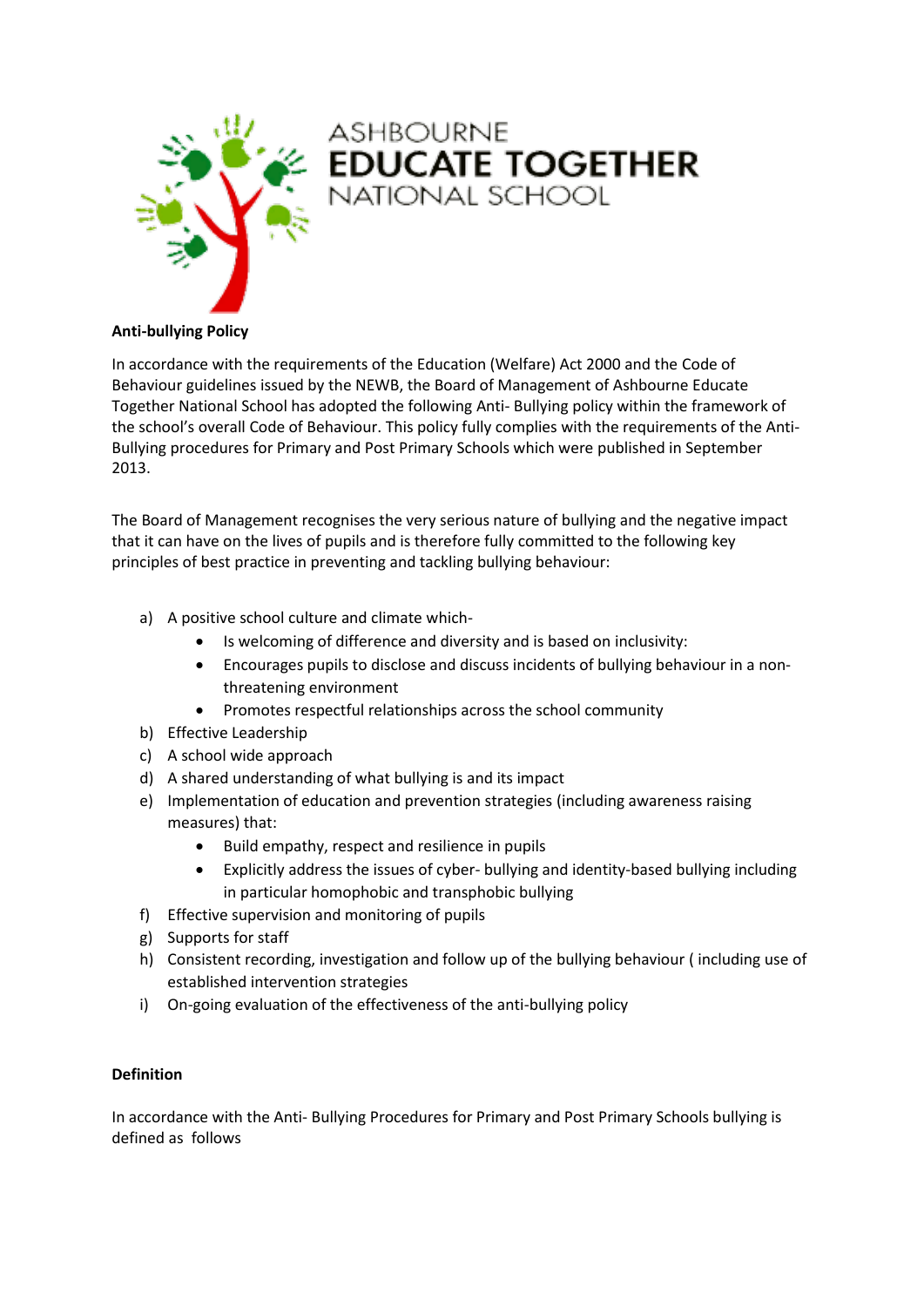ASHBOURNE
EDUCATE TOGETHER
NATIONAL SCHOOL

**Anti-bullying Policy**

In accordance with the requirements of the Education (Welfare) Act 2000 and the Code of Behaviour guidelines issued by the NEWB, the Board of Management of Ashbourne Educate Together National School has adopted the following Anti- Bullying policy within the framework of the school's overall Code of Behaviour. This policy fully complies with the requirements of the Anti-Bullying procedures for Primary and Post Primary Schools which were published in September 2013.

The Board of Management recognises the very serious nature of bullying and the negative impact that it can have on the lives of pupils and is therefore fully committed to the following key principles of best practice in preventing and tackling bullying behaviour:

a) A positive school culture and climate which-
    - Is welcoming of difference and diversity and is based on inclusivity:
    - Encourages pupils to disclose and discuss incidents of bullying behaviour in a non-threatening environment
    - Promotes respectful relationships across the school community
b) Effective Leadership
c) A school wide approach
d) A shared understanding of what bullying is and its impact
e) Implementation of education and prevention strategies (including awareness raising measures) that:
    - Build empathy, respect and resilience in pupils
    - Explicitly address the issues of cyber- bullying and identity-based bullying including in particular homophobic and transphobic bullying
f) Effective supervision and monitoring of pupils
g) Supports for staff
h) Consistent recording, investigation and follow up of the bullying behaviour ( including use of established intervention strategies
i) On-going evaluation of the effectiveness of the anti-bullying policy

**Definition**

In accordance with the Anti- Bullying Procedures for Primary and Post Primary Schools bullying is defined as follows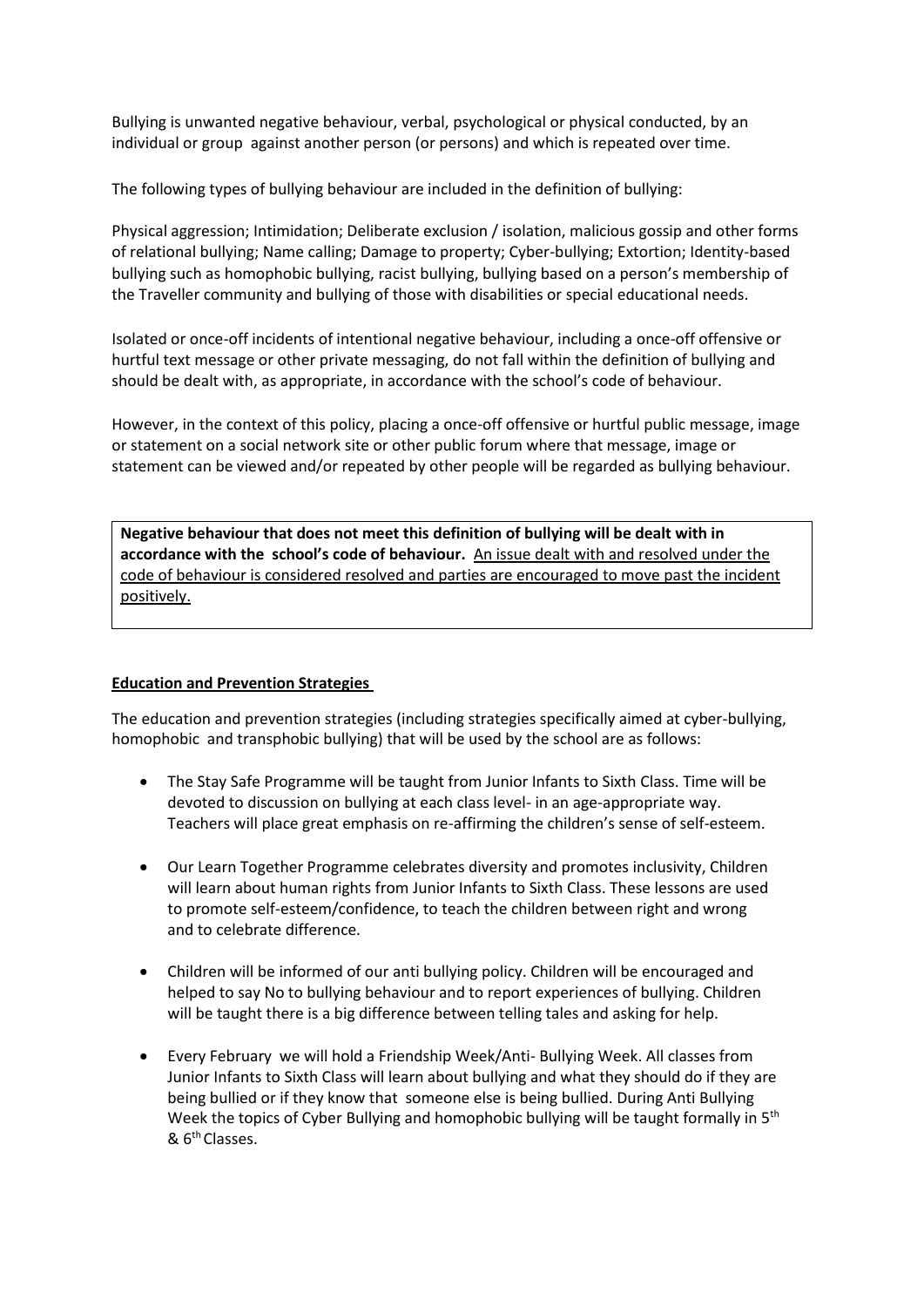Bullying is unwanted negative behaviour, verbal, psychological or physical conducted, by an individual or group against another person (or persons) and which is repeated over time.

The following types of bullying behaviour are included in the definition of bullying:

Physical aggression; Intimidation; Deliberate exclusion / isolation, malicious gossip and other forms of relational bullying; Name calling; Damage to property; Cyber-bullying; Extortion; Identity-based bullying such as homophobic bullying, racist bullying, bullying based on a person's membership of the Traveller community and bullying of those with disabilities or special educational needs.

Isolated or once-off incidents of intentional negative behaviour, including a once-off offensive or hurtful text message or other private messaging, do not fall within the definition of bullying and should be dealt with, as appropriate, in accordance with the school's code of behaviour.

However, in the context of this policy, placing a once-off offensive or hurtful public message, image or statement on a social network site or other public forum where that message, image or statement can be viewed and/or repeated by other people will be regarded as bullying behaviour.

**Negative behaviour that does not meet this definition of bullying will be dealt with in accordance with the school's code of behaviour.** <u>An issue dealt with and resolved under the code of behaviour is considered resolved and parties are encouraged to move past the incident positively.</u>

## <u>Education and Prevention Strategies</u>

The education and prevention strategies (including strategies specifically aimed at cyber-bullying, homophobic and transphobic bullying) that will be used by the school are as follows:

- The Stay Safe Programme will be taught from Junior Infants to Sixth Class. Time will be devoted to discussion on bullying at each class level- in an age-appropriate way. Teachers will place great emphasis on re-affirming the children's sense of self-esteem.
- Our Learn Together Programme celebrates diversity and promotes inclusivity, Children will learn about human rights from Junior Infants to Sixth Class. These lessons are used to promote self-esteem/confidence, to teach the children between right and wrong and to celebrate difference.
- Children will be informed of our anti bullying policy. Children will be encouraged and helped to say No to bullying behaviour and to report experiences of bullying. Children will be taught there is a big difference between telling tales and asking for help.
- Every February we will hold a Friendship Week/Anti- Bullying Week. All classes from Junior Infants to Sixth Class will learn about bullying and what they should do if they are being bullied or if they know that someone else is being bullied. During Anti Bullying Week the topics of Cyber Bullying and homophobic bullying will be taught formally in 5th & 6th Classes.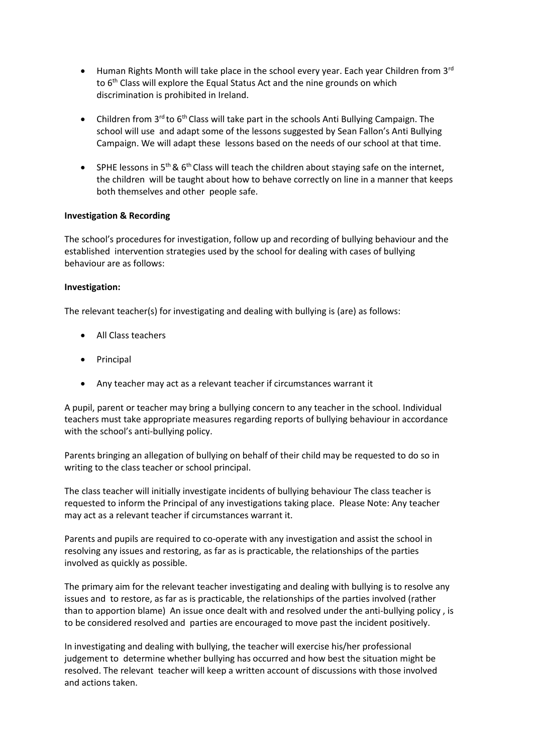- Human Rights Month will take place in the school every year. Each year Children from 3rd to 6th Class will explore the Equal Status Act and the nine grounds on which discrimination is prohibited in Ireland.

- Children from 3rd to 6th Class will take part in the schools Anti Bullying Campaign. The school will use and adapt some of the lessons suggested by Sean Fallon's Anti Bullying Campaign. We will adapt these lessons based on the needs of our school at that time.

- SPHE lessons in 5th & 6th Class will teach the children about staying safe on the internet, the children will be taught about how to behave correctly on line in a manner that keeps both themselves and other people safe.

**Investigation & Recording**

The school's procedures for investigation, follow up and recording of bullying behaviour and the established intervention strategies used by the school for dealing with cases of bullying behaviour are as follows:

**Investigation:**

The relevant teacher(s) for investigating and dealing with bullying is (are) as follows:

- All Class teachers
- Principal
- Any teacher may act as a relevant teacher if circumstances warrant it

A pupil, parent or teacher may bring a bullying concern to any teacher in the school. Individual teachers must take appropriate measures regarding reports of bullying behaviour in accordance with the school's anti-bullying policy.

Parents bringing an allegation of bullying on behalf of their child may be requested to do so in writing to the class teacher or school principal.

The class teacher will initially investigate incidents of bullying behaviour The class teacher is requested to inform the Principal of any investigations taking place. Please Note: Any teacher may act as a relevant teacher if circumstances warrant it.

Parents and pupils are required to co-operate with any investigation and assist the school in resolving any issues and restoring, as far as is practicable, the relationships of the parties involved as quickly as possible.

The primary aim for the relevant teacher investigating and dealing with bullying is to resolve any issues and to restore, as far as is practicable, the relationships of the parties involved (rather than to apportion blame) An issue once dealt with and resolved under the anti-bullying policy , is to be considered resolved and parties are encouraged to move past the incident positively.

In investigating and dealing with bullying, the teacher will exercise his/her professional judgement to determine whether bullying has occurred and how best the situation might be resolved. The relevant teacher will keep a written account of discussions with those involved and actions taken.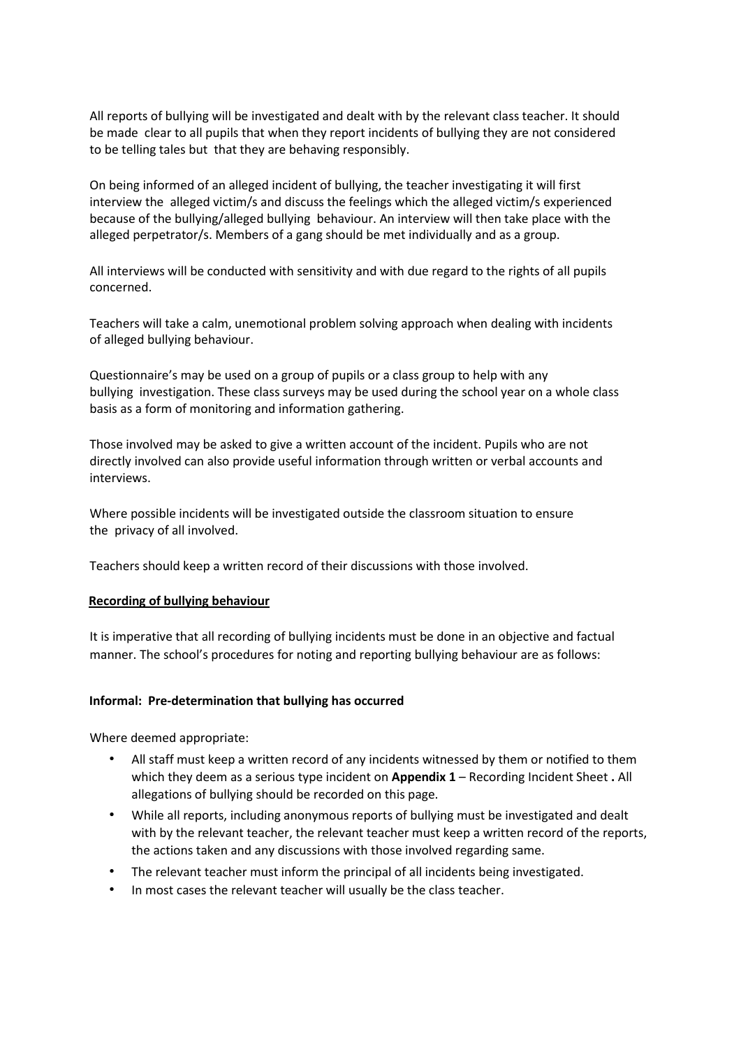All reports of bullying will be investigated and dealt with by the relevant class teacher. It should be made clear to all pupils that when they report incidents of bullying they are not considered to be telling tales but that they are behaving responsibly.

On being informed of an alleged incident of bullying, the teacher investigating it will first interview the alleged victim/s and discuss the feelings which the alleged victim/s experienced because of the bullying/alleged bullying behaviour. An interview will then take place with the alleged perpetrator/s. Members of a gang should be met individually and as a group.

All interviews will be conducted with sensitivity and with due regard to the rights of all pupils concerned.

Teachers will take a calm, unemotional problem solving approach when dealing with incidents of alleged bullying behaviour.

Questionnaire's may be used on a group of pupils or a class group to help with any bullying investigation. These class surveys may be used during the school year on a whole class basis as a form of monitoring and information gathering.

Those involved may be asked to give a written account of the incident. Pupils who are not directly involved can also provide useful information through written or verbal accounts and interviews.

Where possible incidents will be investigated outside the classroom situation to ensure the privacy of all involved.

Teachers should keep a written record of their discussions with those involved.

**Recording of bullying behaviour**

It is imperative that all recording of bullying incidents must be done in an objective and factual manner. The school's procedures for noting and reporting bullying behaviour are as follows:

**Informal: Pre-determination that bullying has occurred**

Where deemed appropriate:

- All staff must keep a written record of any incidents witnessed by them or notified to them which they deem as a serious type incident on **Appendix 1** – Recording Incident Sheet **.** All allegations of bullying should be recorded on this page.
- While all reports, including anonymous reports of bullying must be investigated and dealt with by the relevant teacher, the relevant teacher must keep a written record of the reports, the actions taken and any discussions with those involved regarding same.
- The relevant teacher must inform the principal of all incidents being investigated.
- In most cases the relevant teacher will usually be the class teacher.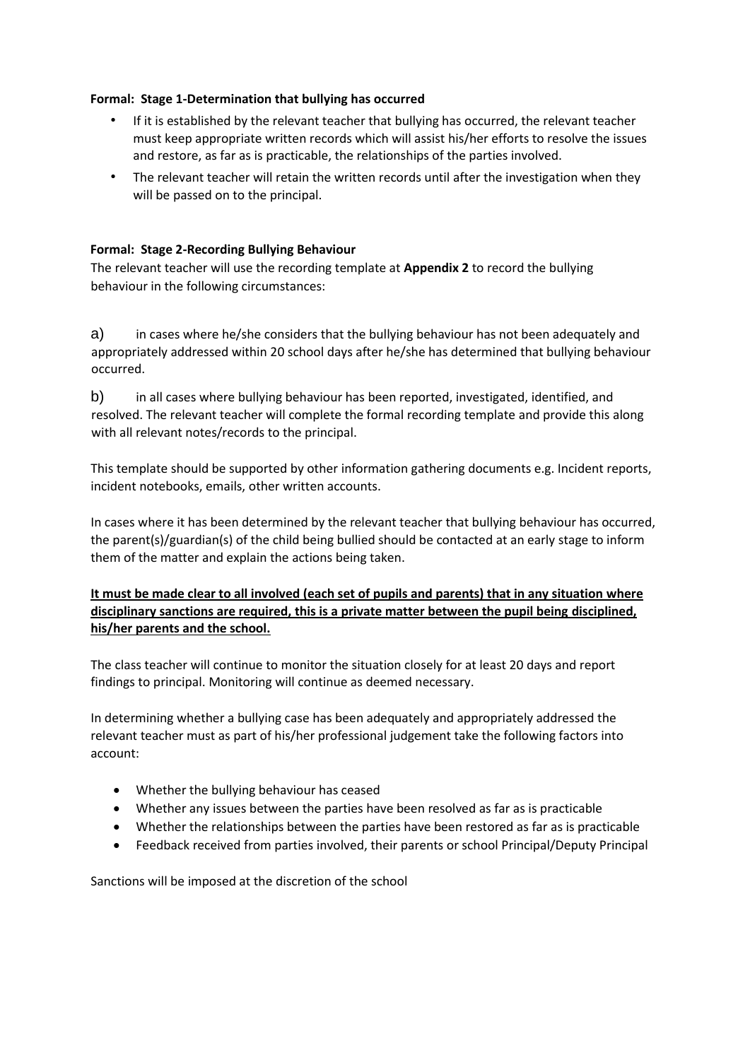**Formal: Stage 1-Determination that bullying has occurred**

- If it is established by the relevant teacher that bullying has occurred, the relevant teacher must keep appropriate written records which will assist his/her efforts to resolve the issues and restore, as far as is practicable, the relationships of the parties involved.
- The relevant teacher will retain the written records until after the investigation when they will be passed on to the principal.

**Formal: Stage 2-Recording Bullying Behaviour**

The relevant teacher will use the recording template at **Appendix 2** to record the bullying behaviour in the following circumstances:

a) in cases where he/she considers that the bullying behaviour has not been adequately and appropriately addressed within 20 school days after he/she has determined that bullying behaviour occurred.

b) in all cases where bullying behaviour has been reported, investigated, identified, and resolved. The relevant teacher will complete the formal recording template and provide this along with all relevant notes/records to the principal.

This template should be supported by other information gathering documents e.g. Incident reports, incident notebooks, emails, other written accounts.

In cases where it has been determined by the relevant teacher that bullying behaviour has occurred, the parent(s)/guardian(s) of the child being bullied should be contacted at an early stage to inform them of the matter and explain the actions being taken.

**<u>It must be made clear to all involved (each set of pupils and parents) that in any situation where disciplinary sanctions are required, this is a private matter between the pupil being disciplined, his/her parents and the school.</u>**

The class teacher will continue to monitor the situation closely for at least 20 days and report findings to principal. Monitoring will continue as deemed necessary.

In determining whether a bullying case has been adequately and appropriately addressed the relevant teacher must as part of his/her professional judgement take the following factors into account:

- Whether the bullying behaviour has ceased
- Whether any issues between the parties have been resolved as far as is practicable
- Whether the relationships between the parties have been restored as far as is practicable
- Feedback received from parties involved, their parents or school Principal/Deputy Principal

Sanctions will be imposed at the discretion of the school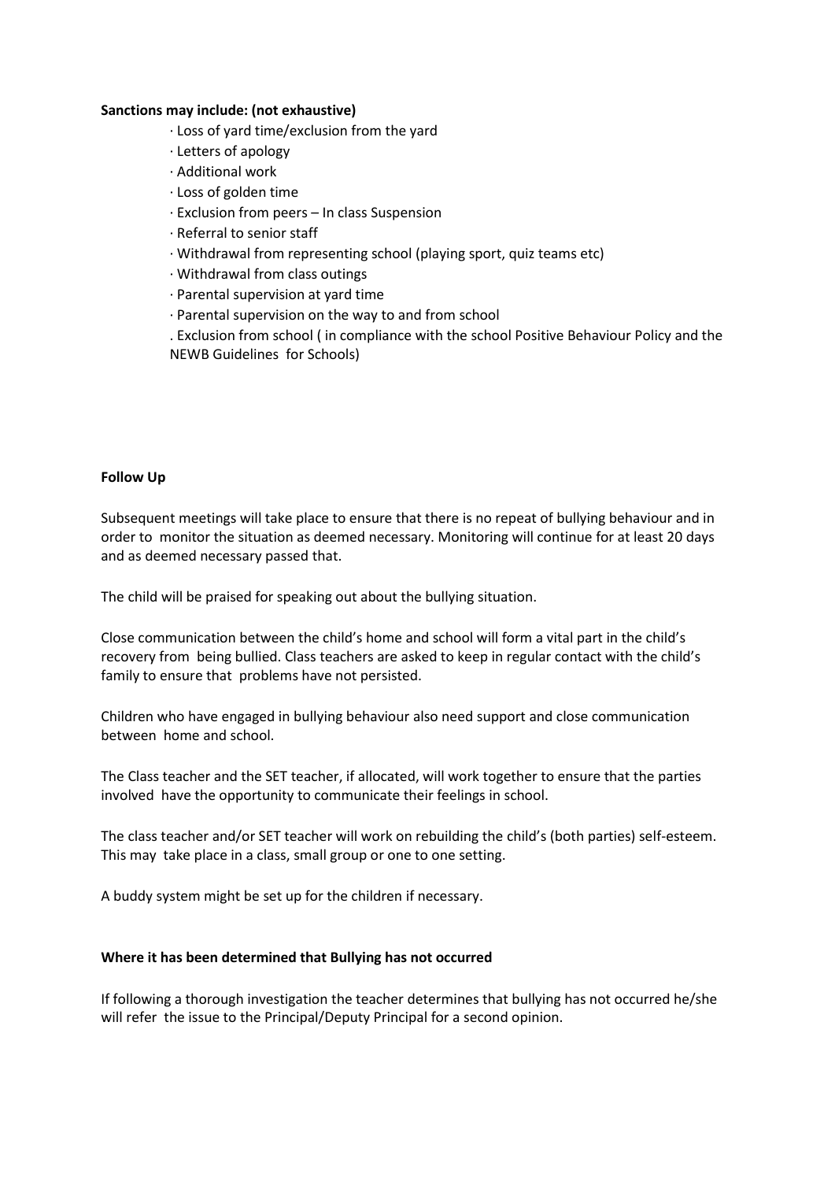**Sanctions may include: (not exhaustive)**

- Loss of yard time/exclusion from the yard
- Letters of apology
- Additional work
- Loss of golden time
- Exclusion from peers – In class Suspension
- Referral to senior staff
- Withdrawal from representing school (playing sport, quiz teams etc)
- Withdrawal from class outings
- Parental supervision at yard time
- Parental supervision on the way to and from school
- Exclusion from school ( in compliance with the school Positive Behaviour Policy and the NEWB Guidelines for Schools)

**Follow Up**

Subsequent meetings will take place to ensure that there is no repeat of bullying behaviour and in order to monitor the situation as deemed necessary. Monitoring will continue for at least 20 days and as deemed necessary passed that.

The child will be praised for speaking out about the bullying situation.

Close communication between the child's home and school will form a vital part in the child's recovery from being bullied. Class teachers are asked to keep in regular contact with the child's family to ensure that problems have not persisted.

Children who have engaged in bullying behaviour also need support and close communication between home and school.

The Class teacher and the SET teacher, if allocated, will work together to ensure that the parties involved have the opportunity to communicate their feelings in school.

The class teacher and/or SET teacher will work on rebuilding the child's (both parties) self-esteem. This may take place in a class, small group or one to one setting.

A buddy system might be set up for the children if necessary.

**Where it has been determined that Bullying has not occurred**

If following a thorough investigation the teacher determines that bullying has not occurred he/she will refer the issue to the Principal/Deputy Principal for a second opinion.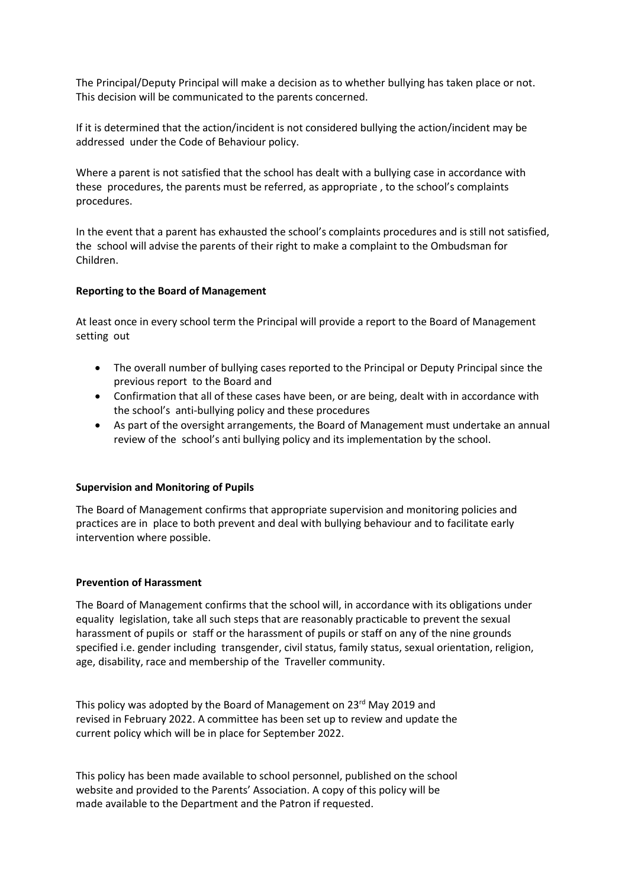The Principal/Deputy Principal will make a decision as to whether bullying has taken place or not. This decision will be communicated to the parents concerned.

If it is determined that the action/incident is not considered bullying the action/incident may be addressed under the Code of Behaviour policy.

Where a parent is not satisfied that the school has dealt with a bullying case in accordance with these procedures, the parents must be referred, as appropriate , to the school's complaints procedures.

In the event that a parent has exhausted the school's complaints procedures and is still not satisfied, the school will advise the parents of their right to make a complaint to the Ombudsman for Children.

**Reporting to the Board of Management**

At least once in every school term the Principal will provide a report to the Board of Management setting out

- The overall number of bullying cases reported to the Principal or Deputy Principal since the previous report to the Board and
- Confirmation that all of these cases have been, or are being, dealt with in accordance with the school's anti-bullying policy and these procedures
- As part of the oversight arrangements, the Board of Management must undertake an annual review of the school's anti bullying policy and its implementation by the school.

**Supervision and Monitoring of Pupils**

The Board of Management confirms that appropriate supervision and monitoring policies and practices are in place to both prevent and deal with bullying behaviour and to facilitate early intervention where possible.

**Prevention of Harassment**

The Board of Management confirms that the school will, in accordance with its obligations under equality legislation, take all such steps that are reasonably practicable to prevent the sexual harassment of pupils or staff or the harassment of pupils or staff on any of the nine grounds specified i.e. gender including transgender, civil status, family status, sexual orientation, religion, age, disability, race and membership of the Traveller community.

This policy was adopted by the Board of Management on 23rd May 2019 and revised in February 2022. A committee has been set up to review and update the current policy which will be in place for September 2022.

This policy has been made available to school personnel, published on the school website and provided to the Parents' Association. A copy of this policy will be made available to the Department and the Patron if requested.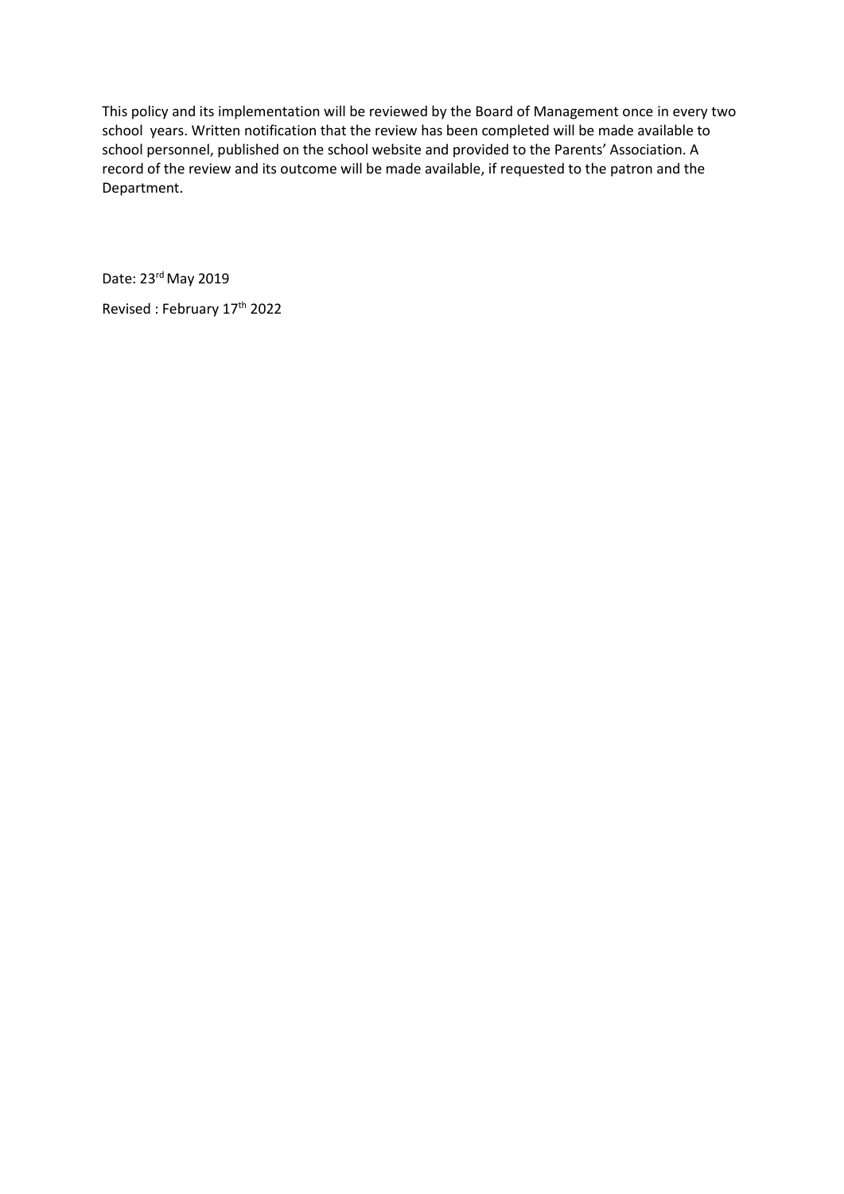This policy and its implementation will be reviewed by the Board of Management once in every two school years. Written notification that the review has been completed will be made available to school personnel, published on the school website and provided to the Parents' Association. A record of the review and its outcome will be made available, if requested to the patron and the Department.

Date: 23rd May 2019

Revised : February 17th 2022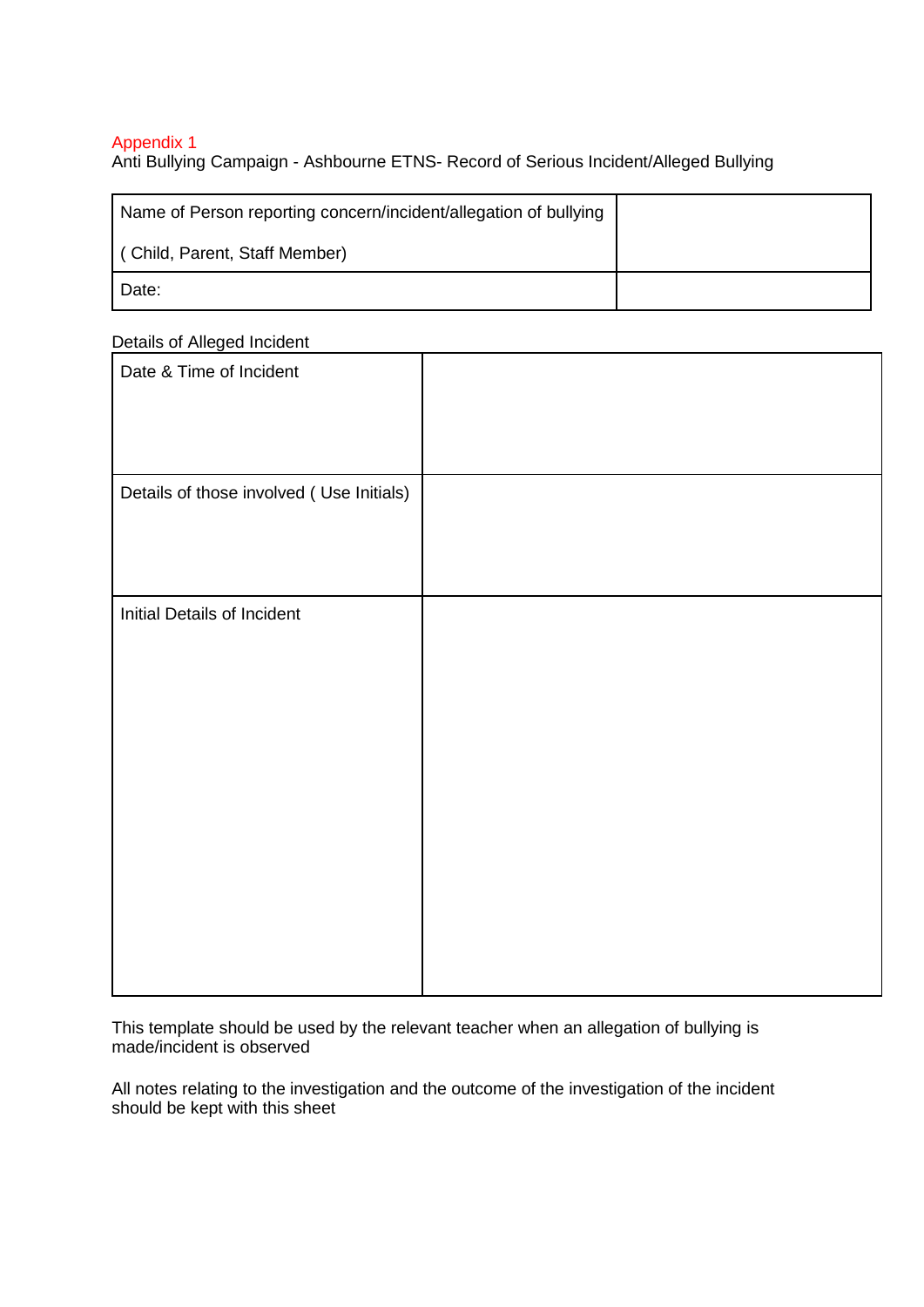Appendix 1

Anti Bullying Campaign - Ashbourne ETNS- Record of Serious Incident/Alleged Bullying

| Name of Person reporting concern/incident/allegation of bullying<br><br>( Child, Parent, Staff Member) | |
|---|---|
| Date: | |

Details of Alleged Incident

| Date & Time of Incident | |
|---|---|
| Details of those involved ( Use Initials) | |
| Initial Details of Incident | |

This template should be used by the relevant teacher when an allegation of bullying is made/incident is observed

All notes relating to the investigation and the outcome of the investigation of the incident should be kept with this sheet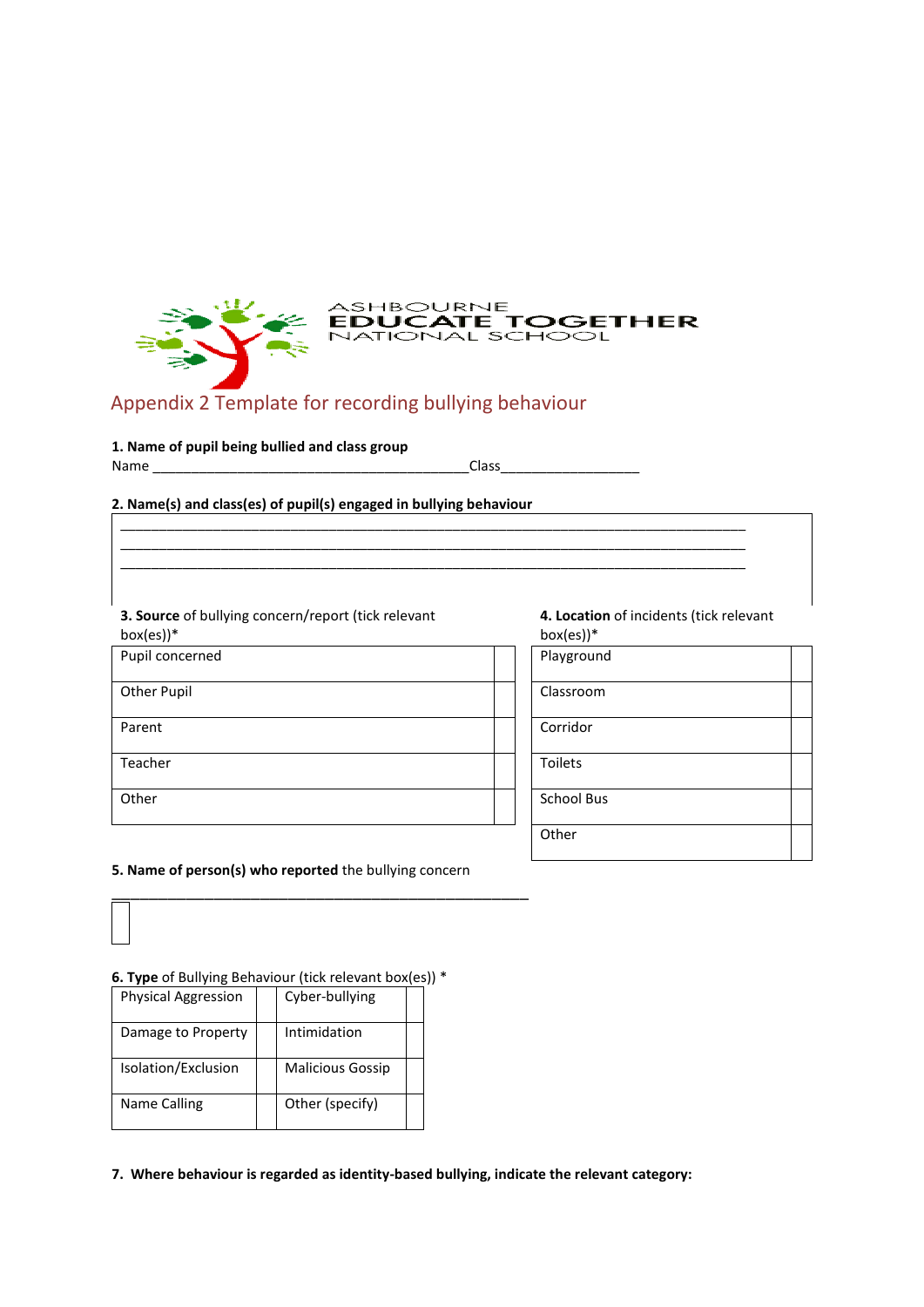ASHBOURNE
EDUCATE TOGETHER
NATIONAL SCHOOL

## Appendix 2 Template for recording bullying behaviour

**1. Name of pupil being bullied and class group**

Name ________________________________________Class__________________

**2. Name(s) and class(es) of pupil(s) engaged in bullying behaviour**

_______________________________________________________________________________
_______________________________________________________________________________
_______________________________________________________________________________

**3. Source** of bullying concern/report (tick relevant box(es))*

| | |
|---|---|
| Pupil concerned | |
| Other Pupil | |
| Parent | |
| Teacher | |
| Other | |

**4. Location** of incidents (tick relevant box(es))*

| | |
|---|---|
| Playground | |
| Classroom | |
| Corridor | |
| Toilets | |
| School Bus | |
| Other | |

**5. Name of person(s) who reported** the bullying concern

_____________________________________________________

**6. Type** of Bullying Behaviour (tick relevant box(es)) *

| | | | |
|---|---|---|---|
| Physical Aggression | | Cyber-bullying | |
| Damage to Property | | Intimidation | |
| Isolation/Exclusion | | Malicious Gossip | |
| Name Calling | | Other (specify) | |

**7. Where behaviour is regarded as identity-based bullying, indicate the relevant category:**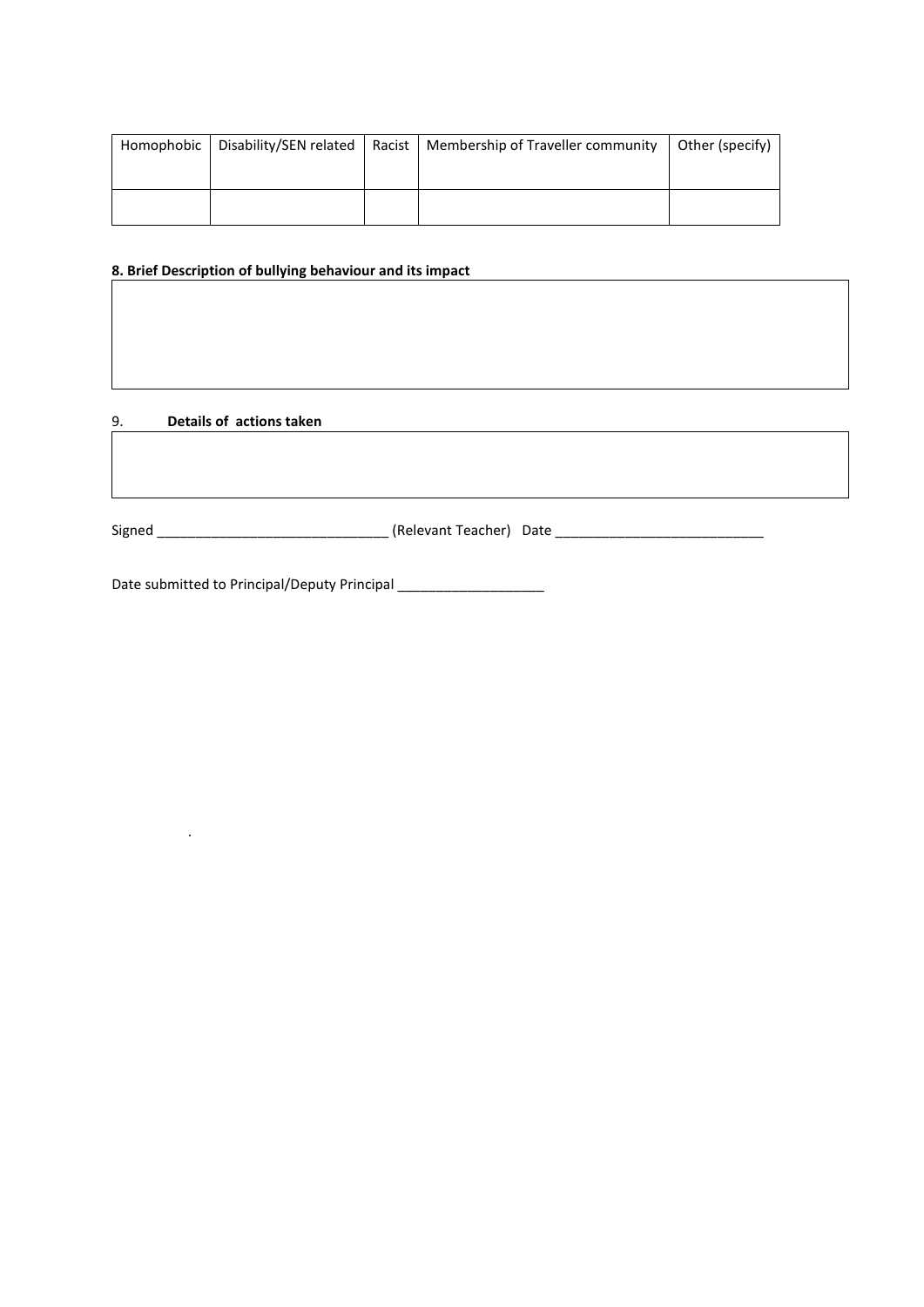| Homophobic | Disability/SEN related | Racist | Membership of Traveller community | Other (specify) |
|---|---|---|---|---|
| | | | | |

**8. Brief Description of bullying behaviour and its impact**

| |
|---|
| |

9. **Details of actions taken**

| |
|---|
| |

Signed ______________________________ (Relevant Teacher) Date ___________________________

Date submitted to Principal/Deputy Principal ___________________